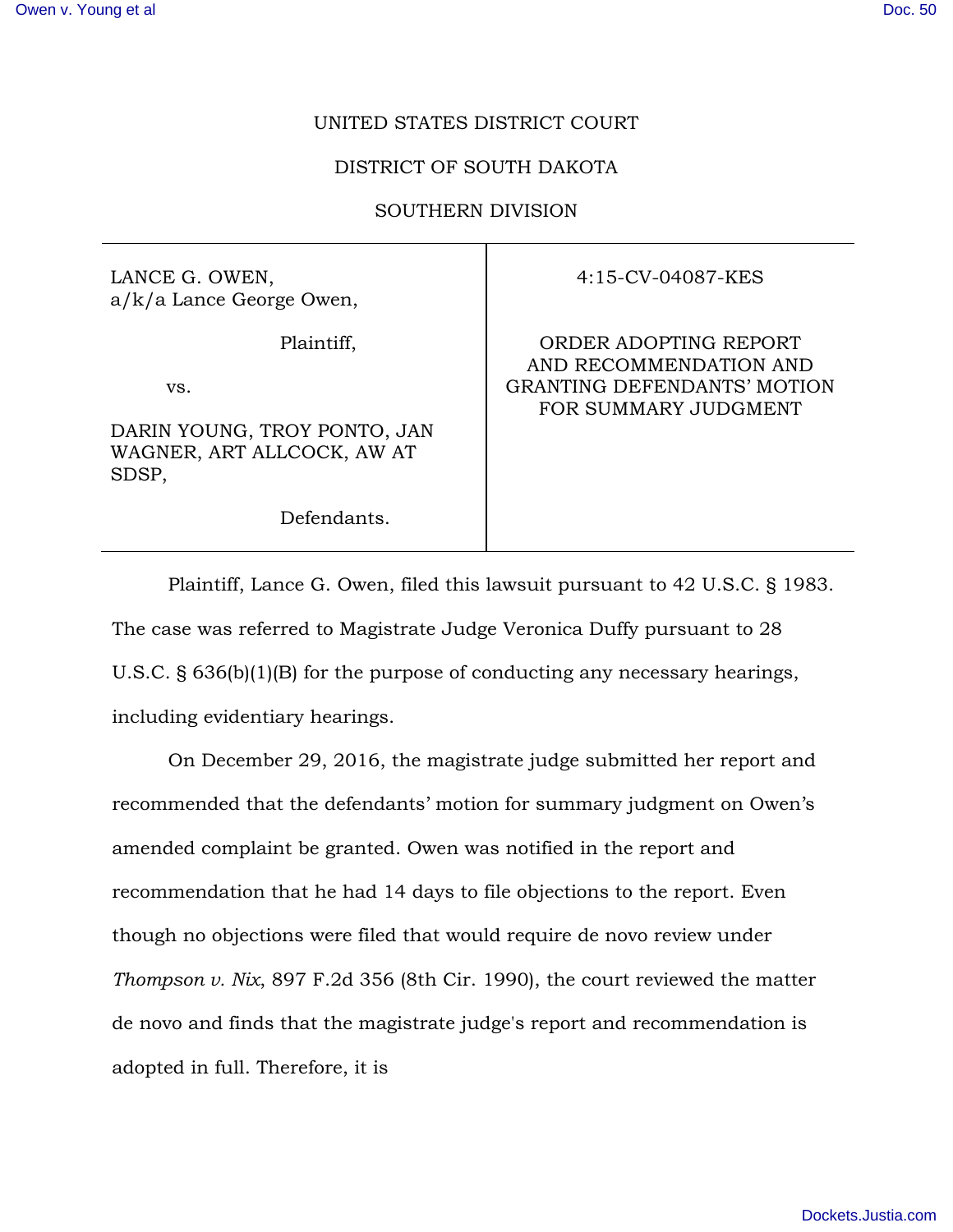UNITED STATES DISTRICT COURT

DISTRICT OF SOUTH DAKOTA

SOUTHERN DIVISION

| | |
|---|---|
| LANCE G. OWEN, a/k/a Lance George Owen,<br><br>Plaintiff,<br><br>vs.<br><br>DARIN YOUNG, TROY PONTO, JAN WAGNER, ART ALLCOCK, AW AT SDSP,<br><br>Defendants. | 4:15-CV-04087-KES<br><br>ORDER ADOPTING REPORT AND RECOMMENDATION AND GRANTING DEFENDANTS' MOTION FOR SUMMARY JUDGMENT |

Plaintiff, Lance G. Owen, filed this lawsuit pursuant to 42 U.S.C. § 1983. The case was referred to Magistrate Judge Veronica Duffy pursuant to 28 U.S.C. § 636(b)(1)(B) for the purpose of conducting any necessary hearings, including evidentiary hearings.

On December 29, 2016, the magistrate judge submitted her report and recommended that the defendants' motion for summary judgment on Owen's amended complaint be granted. Owen was notified in the report and recommendation that he had 14 days to file objections to the report. Even though no objections were filed that would require de novo review under *Thompson v. Nix*, 897 F.2d 356 (8th Cir. 1990), the court reviewed the matter de novo and finds that the magistrate judge's report and recommendation is adopted in full. Therefore, it is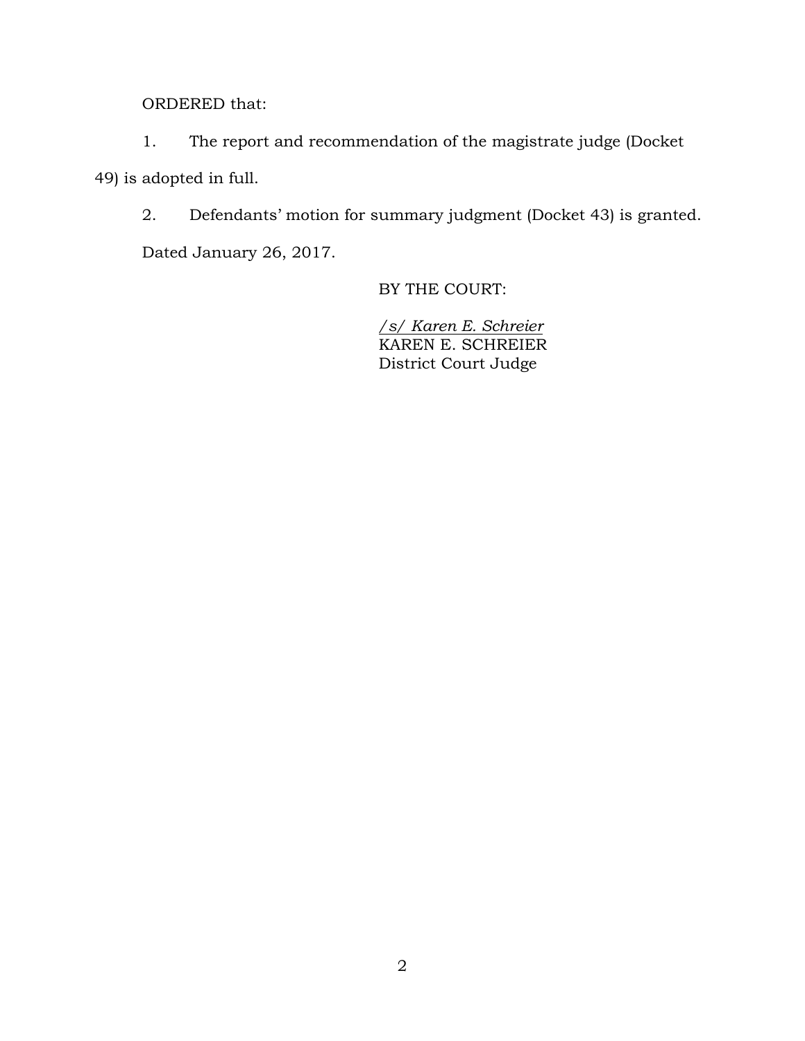ORDERED that:

1. The report and recommendation of the magistrate judge (Docket 49) is adopted in full.

2. Defendants' motion for summary judgment (Docket 43) is granted.

Dated January 26, 2017.

BY THE COURT:

*/s/ Karen E. Schreier*
KAREN E. SCHREIER
District Court Judge